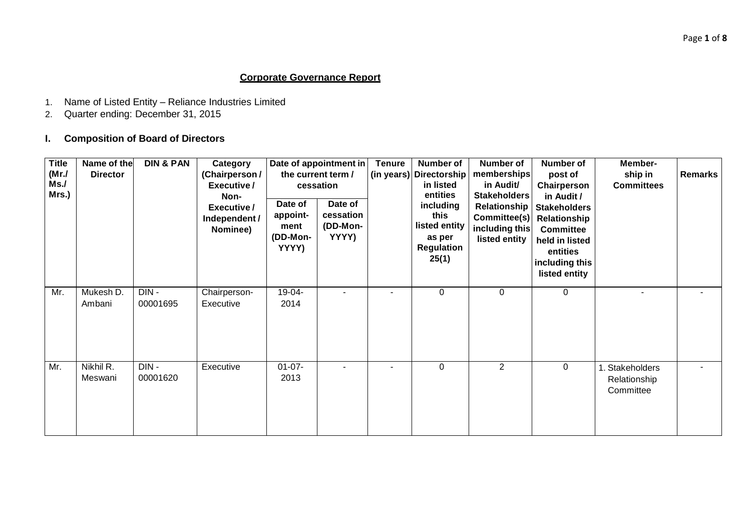**Corporate Governance Report**

1. Name of Listed Entity – Reliance Industries Limited
2. Quarter ending: December 31, 2015

## I. Composition of Board of Directors

| Title (Mr./ Ms./ Mrs.) | Name of the Director | DIN & PAN | Category (Chairperson / Executive / Non-Executive / Independent / Nominee) | Date of appointment in the current term / cessation | | Tenure (in years) | Number of Directorship in listed entities including this listed entity as per Regulation 25(1) | Number of memberships in Audit/ Stakeholders Relationship Committee(s) including this listed entity | Number of post of Chairperson in Audit / Stakeholders Relationship Committee held in listed entities including this listed entity | Member-ship in Committees | Remarks |
|---|---|---|---|---|---|---|---|---|---|---|---|
| | | | | Date of appoint-ment (DD-Mon-YYYY) | Date of cessation (DD-Mon-YYYY) | | | | | | |
| Mr. | Mukesh D. Ambani | DIN - 00001695 | Chairperson-Executive | 19-04-2014 | - | - | 0 | 0 | 0 | - | - |
| Mr. | Nikhil R. Meswani | DIN - 00001620 | Executive | 01-07-2013 | - | - | 0 | 2 | 0 | 1. Stakeholders Relationship Committee | - |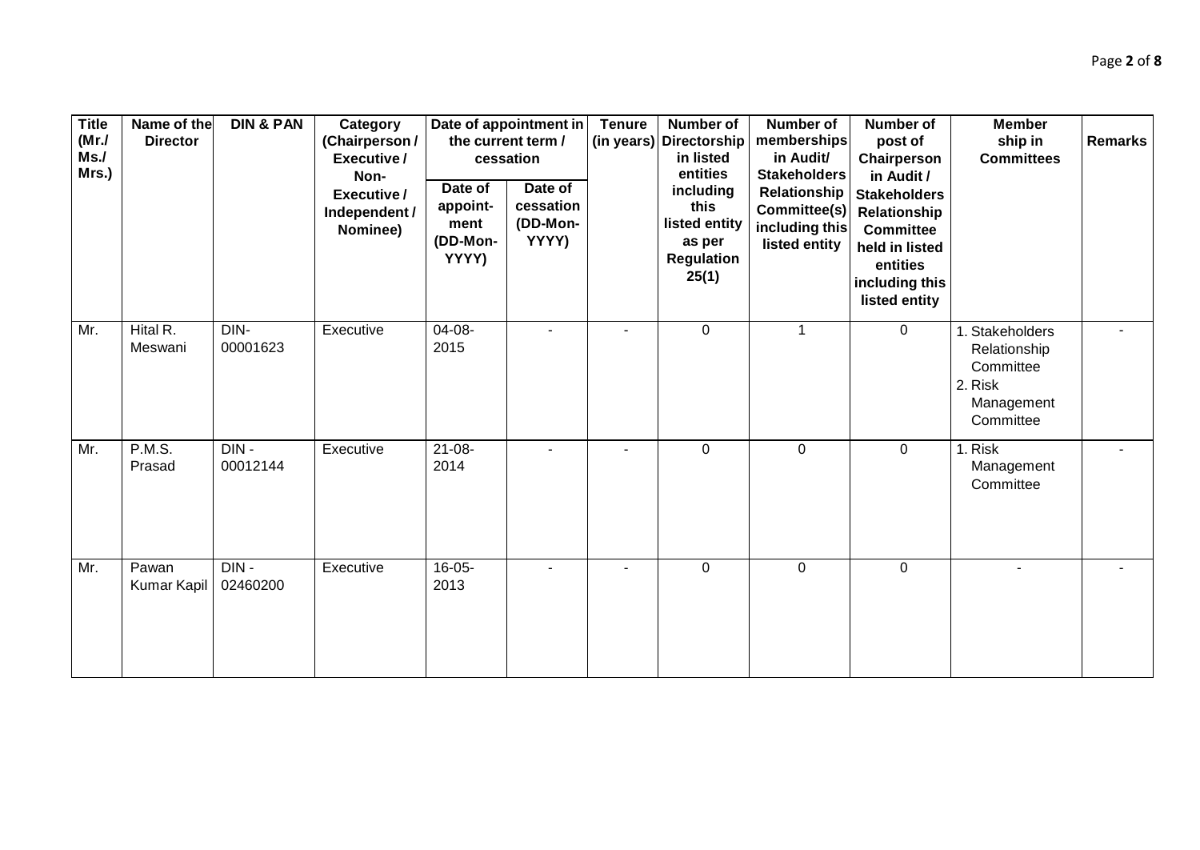| Title (Mr./ Ms./ Mrs.) | Name of the Director | DIN & PAN | Category (Chairperson / Executive / Non-Executive / Independent / Nominee) | Date of appointment in the current term / cessation | | Tenure (in years) | Number of Directorship in listed entities including this listed entity as per Regulation 25(1) | Number of memberships in Audit/ Stakeholders Relationship Committee(s) including this listed entity | Number of post of Chairperson in Audit / Stakeholders Relationship Committee held in listed entities including this listed entity | Member ship in Committees | Remarks |
|---|---|---|---|---|---|---|---|---|---|---|---|
| | | | | Date of appoint-ment (DD-Mon-YYYY) | Date of cessation (DD-Mon-YYYY) | | | | | | |
| Mr. | Hital R. Meswani | DIN-00001623 | Executive | 04-08-2015 | - | - | 0 | 1 | 0 | 1. Stakeholders Relationship Committee 2. Risk Management Committee | - |
| Mr. | P.M.S. Prasad | DIN - 00012144 | Executive | 21-08-2014 | - | - | 0 | 0 | 0 | 1. Risk Management Committee | - |
| Mr. | Pawan Kumar Kapil | DIN - 02460200 | Executive | 16-05-2013 | - | - | 0 | 0 | 0 | - | - |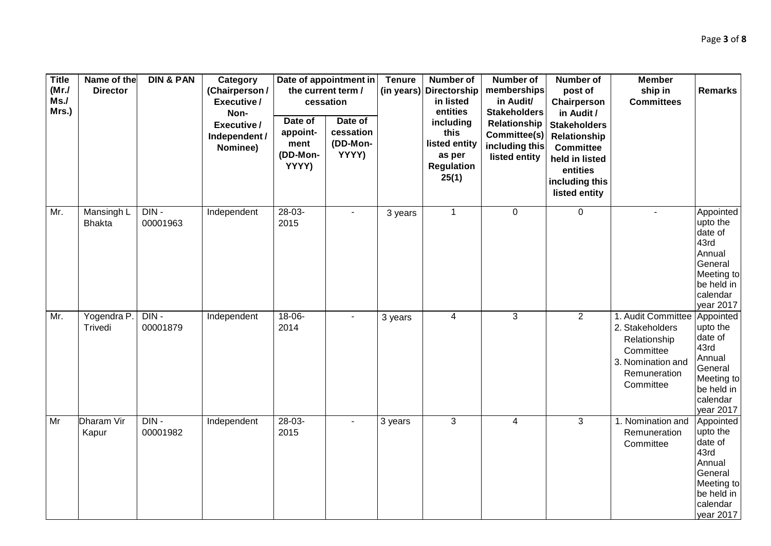| Title (Mr./ Ms./ Mrs.) | Name of the Director | DIN & PAN | Category (Chairperson / Executive / Non-Executive / Independent / Nominee) | Date of appointment in the current term / cessation | | Tenure (in years) | Number of Directorship in listed entities including this listed entity as per Regulation 25(1) | Number of memberships in Audit/ Stakeholders Relationship Committee(s) including this listed entity | Number of post of Chairperson in Audit / Stakeholders Relationship Committee held in listed entities including this listed entity | Member ship in Committees | Remarks |
|---|---|---|---|---|---|---|---|---|---|---|---|
| | | | | Date of appoint-ment (DD-Mon-YYYY) | Date of cessation (DD-Mon-YYYY) | | | | | | |
| Mr. | Mansingh L Bhakta | DIN - 00001963 | Independent | 28-03-2015 | - | 3 years | 1 | 0 | 0 | - | Appointed upto the date of 43rd Annual General Meeting to be held in calendar year 2017 |
| Mr. | Yogendra P. Trivedi | DIN - 00001879 | Independent | 18-06-2014 | - | 3 years | 4 | 3 | 2 | 1. Audit Committee 2. Stakeholders Relationship Committee 3. Nomination and Remuneration Committee | Appointed upto the date of 43rd Annual General Meeting to be held in calendar year 2017 |
| Mr | Dharam Vir Kapur | DIN - 00001982 | Independent | 28-03-2015 | - | 3 years | 3 | 4 | 3 | 1. Nomination and Remuneration Committee | Appointed upto the date of 43rd Annual General Meeting to be held in calendar year 2017 |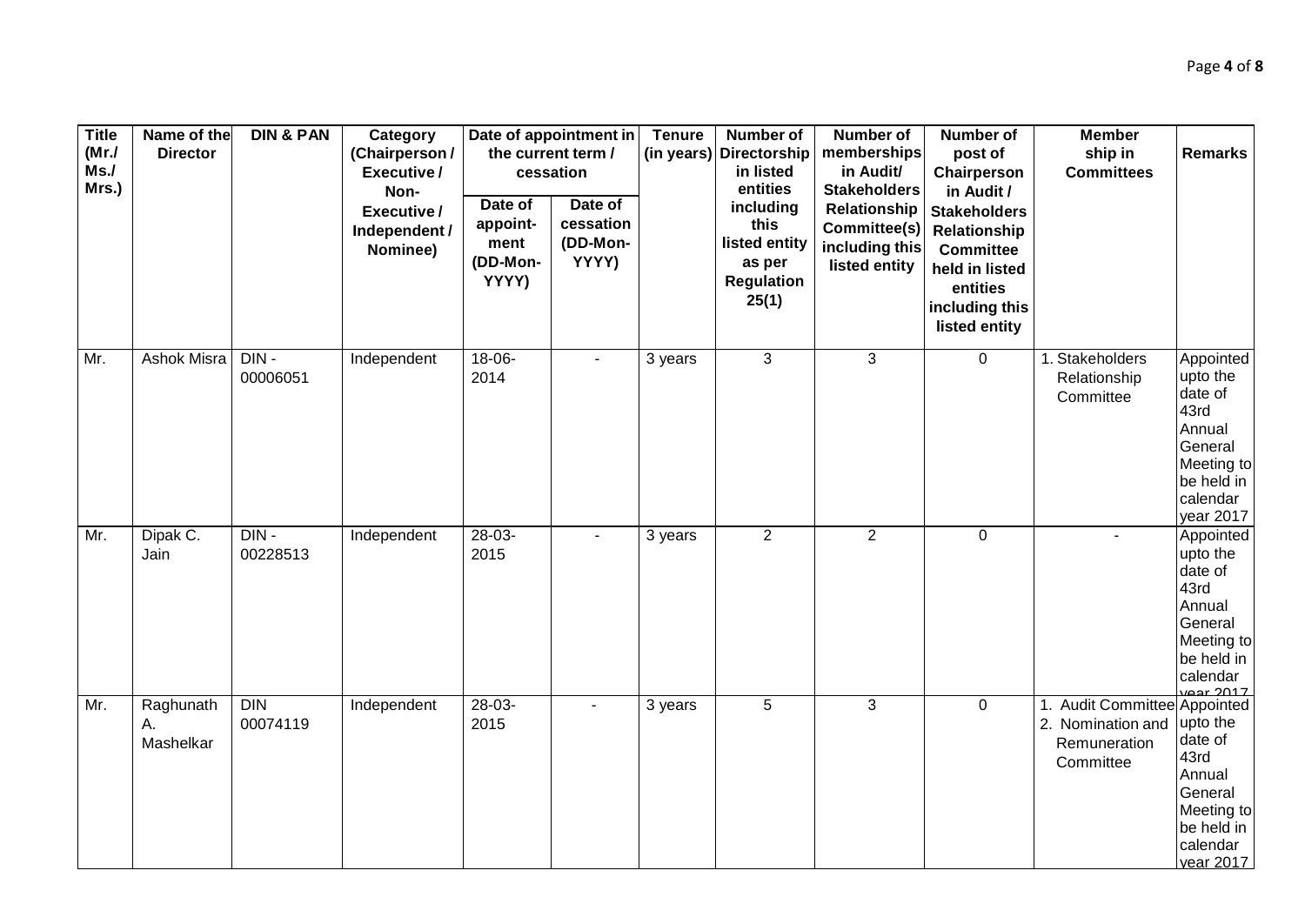| Title (Mr./ Ms./ Mrs.) | Name of the Director | DIN & PAN | Category (Chairperson / Executive / Non-Executive / Independent / Nominee) | Date of appointment in the current term / cessation | | Tenure (in years) | Number of Directorship in listed entities including this listed entity as per Regulation 25(1) | Number of memberships in Audit/ Stakeholders Relationship Committee(s) including this listed entity | Number of post of Chairperson in Audit / Stakeholders Relationship Committee held in listed entities including this listed entity | Member ship in Committees | Remarks |
|---|---|---|---|---|---|---|---|---|---|---|---|
| | | | | Date of appoint-ment (DD-Mon-YYYY) | Date of cessation (DD-Mon-YYYY) | | | | | | |
| Mr. | Ashok Misra | DIN - 00006051 | Independent | 18-06-2014 | - | 3 years | 3 | 3 | 0 | 1. Stakeholders Relationship Committee | Appointed upto the date of 43rd Annual General Meeting to be held in calendar year 2017 |
| Mr. | Dipak C. Jain | DIN - 00228513 | Independent | 28-03-2015 | - | 3 years | 2 | 2 | 0 | - | Appointed upto the date of 43rd Annual General Meeting to be held in calendar year 2017 |
| Mr. | Raghunath A. Mashelkar | DIN 00074119 | Independent | 28-03-2015 | - | 3 years | 5 | 3 | 0 | 1. Audit Committee 2. Nomination and Remuneration Committee | Appointed upto the date of 43rd Annual General Meeting to be held in calendar year 2017 |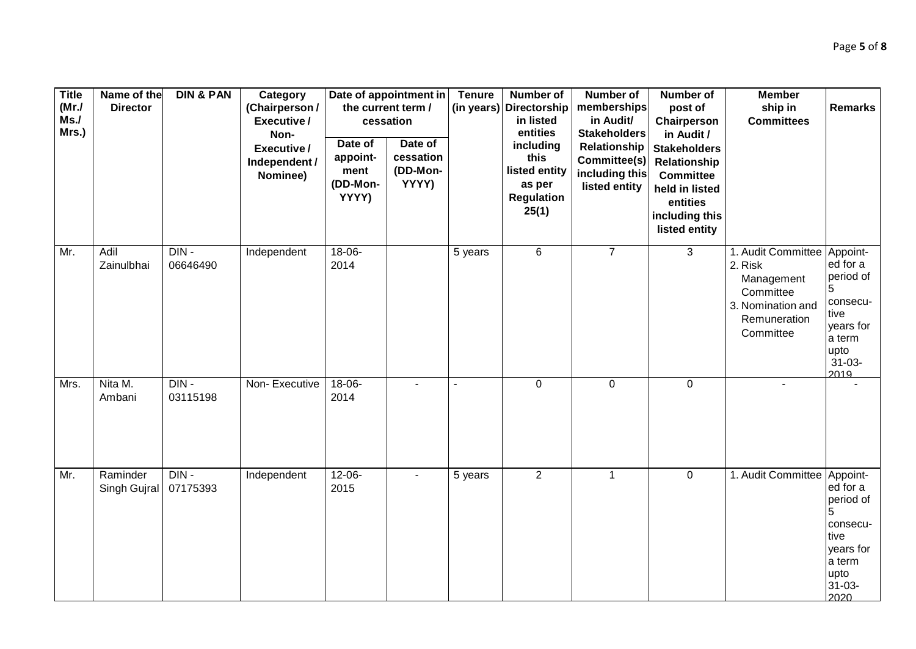| Title (Mr./ Ms./ Mrs.) | Name of the Director | DIN & PAN | Category (Chairperson / Executive / Non-Executive / Independent / Nominee) | Date of appointment in the current term / cessation | | Tenure (in years) | Number of Directorship in listed entities including this listed entity as per Regulation 25(1) | Number of memberships in Audit/ Stakeholders Relationship Committee(s) including this listed entity | Number of post of Chairperson in Audit / Stakeholders Relationship Committee held in listed entities including this listed entity | Member ship in Committees | Remarks |
|---|---|---|---|---|---|---|---|---|---|---|---|
| | | | | Date of appoint-ment (DD-Mon-YYYY) | Date of cessation (DD-Mon-YYYY) | | | | | | |
| Mr. | Adil Zainulbhai | DIN - 06646490 | Independent | 18-06-2014 | | 5 years | 6 | 7 | 3 | 1. Audit Committee 2. Risk Management Committee 3. Nomination and Remuneration Committee | Appoint-ed for a period of 5 consecu-tive years for a term upto 31-03-2019 |
| Mrs. | Nita M. Ambani | DIN - 03115198 | Non- Executive | 18-06-2014 | - | - | 0 | 0 | 0 | - | - |
| Mr. | Raminder Singh Gujral | DIN - 07175393 | Independent | 12-06-2015 | - | 5 years | 2 | 1 | 0 | 1. Audit Committee | Appoint-ed for a period of 5 consecu-tive years for a term upto 31-03-2020 |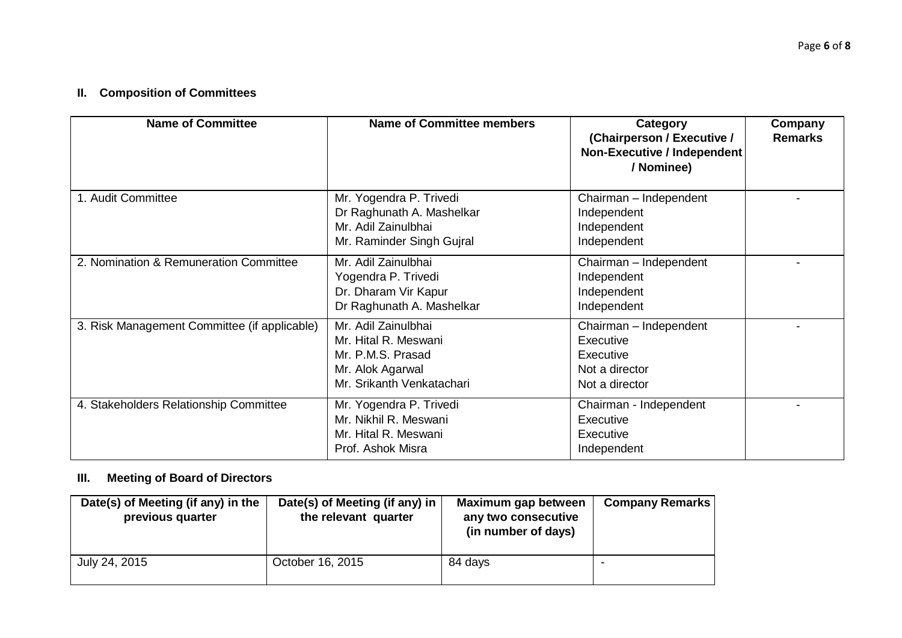## II. Composition of Committees

| Name of Committee | Name of Committee members | Category (Chairperson / Executive / Non-Executive / Independent / Nominee) | Company Remarks |
|---|---|---|---|
| 1. Audit Committee | Mr. Yogendra P. Trivedi<br>Dr Raghunath A. Mashelkar<br>Mr. Adil Zainulbhai<br>Mr. Raminder Singh Gujral | Chairman – Independent<br>Independent<br>Independent<br>Independent | - |
| 2. Nomination & Remuneration Committee | Mr. Adil Zainulbhai<br>Yogendra P. Trivedi<br>Dr. Dharam Vir Kapur<br>Dr Raghunath A. Mashelkar | Chairman – Independent<br>Independent<br>Independent<br>Independent | - |
| 3. Risk Management Committee (if applicable) | Mr. Adil Zainulbhai<br>Mr. Hital R. Meswani<br>Mr. P.M.S. Prasad<br>Mr. Alok Agarwal<br>Mr. Srikanth Venkatachari | Chairman – Independent<br>Executive<br>Executive<br>Not a director<br>Not a director | - |
| 4. Stakeholders Relationship Committee | Mr. Yogendra P. Trivedi<br>Mr. Nikhil R. Meswani<br>Mr. Hital R. Meswani<br>Prof. Ashok Misra | Chairman - Independent<br>Executive<br>Executive<br>Independent | - |

## III. Meeting of Board of Directors

| Date(s) of Meeting (if any) in the previous quarter | Date(s) of Meeting (if any) in the relevant quarter | Maximum gap between any two consecutive (in number of days) | Company Remarks |
|---|---|---|---|
| July 24, 2015 | October 16, 2015 | 84 days | - |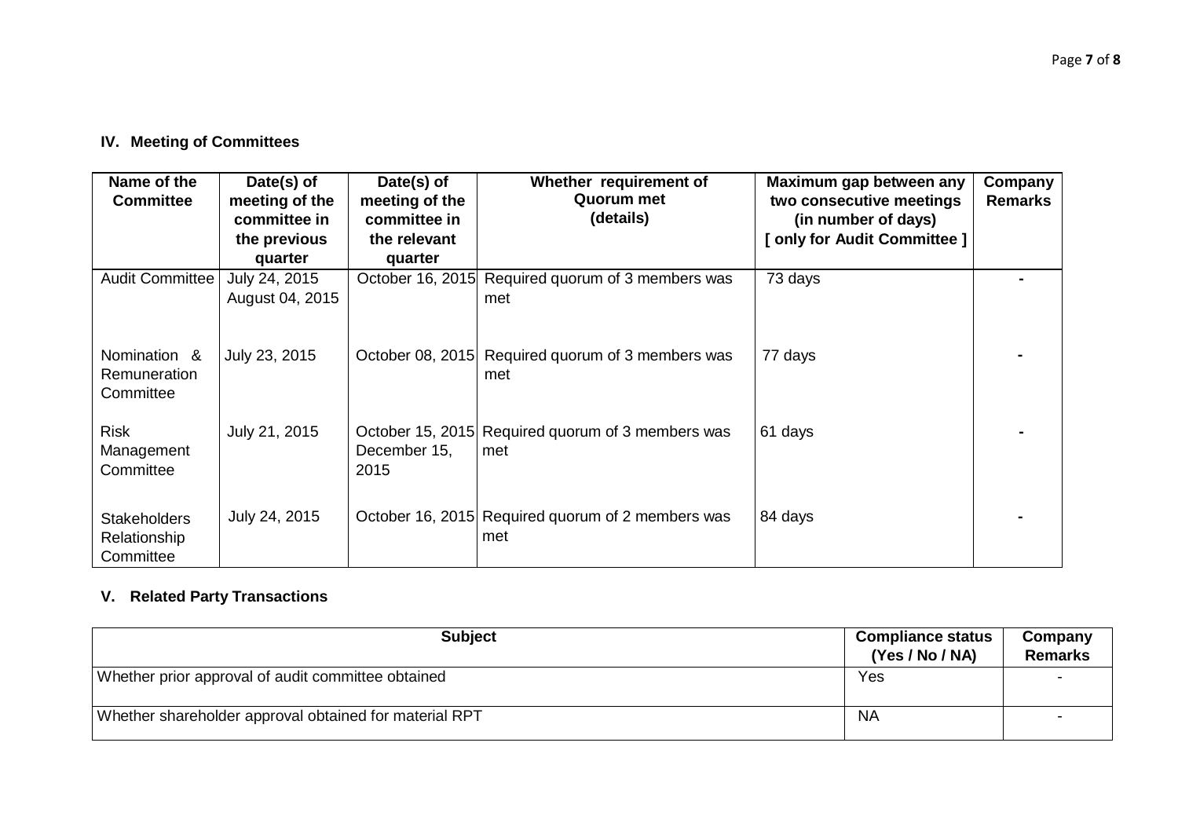## IV. Meeting of Committees

| Name of the Committee | Date(s) of meeting of the committee in the previous quarter | Date(s) of meeting of the committee in the relevant quarter | Whether requirement of Quorum met (details) | Maximum gap between any two consecutive meetings (in number of days) [ only for Audit Committee ] | Company Remarks |
|---|---|---|---|---|---|
| Audit Committee | July 24, 2015<br>August 04, 2015 | October 16, 2015 | Required quorum of 3 members was met | 73 days | - |
| Nomination & Remuneration Committee | July 23, 2015 | October 08, 2015 | Required quorum of 3 members was met | 77 days | - |
| Risk Management Committee | July 21, 2015 | October 15, 2015<br>December 15, 2015 | Required quorum of 3 members was met | 61 days | - |
| Stakeholders Relationship Committee | July 24, 2015 | October 16, 2015 | Required quorum of 2 members was met | 84 days | - |

## V. Related Party Transactions

| Subject | Compliance status (Yes / No / NA) | Company Remarks |
|---|---|---|
| Whether prior approval of audit committee obtained | Yes | - |
| Whether shareholder approval obtained for material RPT | NA | - |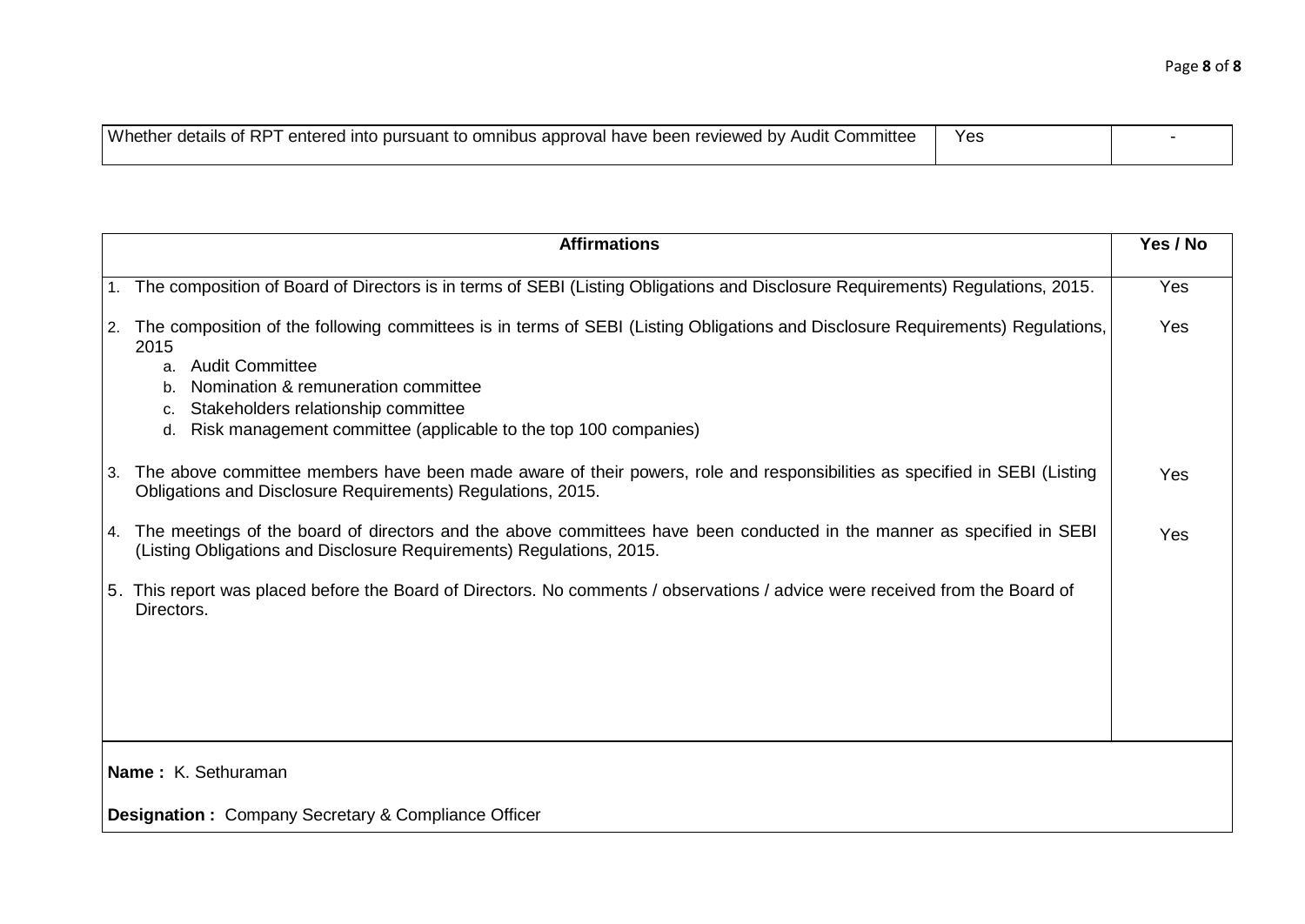| | | |
|---|---|---|
| Whether details of RPT entered into pursuant to omnibus approval have been reviewed by Audit Committee | Yes | - |

| Affirmations | Yes / No |
|---|---|
| 1. The composition of Board of Directors is in terms of SEBI (Listing Obligations and Disclosure Requirements) Regulations, 2015. | Yes |
| 2. The composition of the following committees is in terms of SEBI (Listing Obligations and Disclosure Requirements) Regulations, 2015<br>a. Audit Committee<br>b. Nomination & remuneration committee<br>c. Stakeholders relationship committee<br>d. Risk management committee (applicable to the top 100 companies) | Yes |
| 3. The above committee members have been made aware of their powers, role and responsibilities as specified in SEBI (Listing Obligations and Disclosure Requirements) Regulations, 2015. | Yes |
| 4. The meetings of the board of directors and the above committees have been conducted in the manner as specified in SEBI (Listing Obligations and Disclosure Requirements) Regulations, 2015. | Yes |
| 5. This report was placed before the Board of Directors. No comments / observations / advice were received from the Board of Directors. | |

**Name :** K. Sethuraman

**Designation :** Company Secretary & Compliance Officer